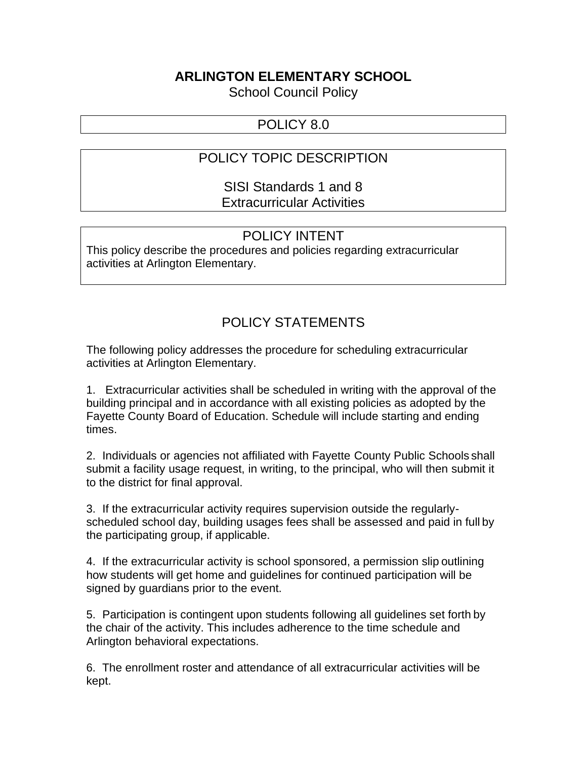# ARLINGTON ELEMENTARY SCHOOL

School Council Policy

## POLICY 8.0

## POLICY TOPIC DESCRIPTION

SISI Standards 1 and 8
Extracurricular Activities

## POLICY INTENT

This policy describe the procedures and policies regarding extracurricular activities at Arlington Elementary.

## POLICY STATEMENTS

The following policy addresses the procedure for scheduling extracurricular activities at Arlington Elementary.

1. Extracurricular activities shall be scheduled in writing with the approval of the building principal and in accordance with all existing policies as adopted by the Fayette County Board of Education. Schedule will include starting and ending times.

2. Individuals or agencies not affiliated with Fayette County Public Schools shall submit a facility usage request, in writing, to the principal, who will then submit it to the district for final approval.

3. If the extracurricular activity requires supervision outside the regularly-scheduled school day, building usages fees shall be assessed and paid in full by the participating group, if applicable.

4. If the extracurricular activity is school sponsored, a permission slip outlining how students will get home and guidelines for continued participation will be signed by guardians prior to the event.

5. Participation is contingent upon students following all guidelines set forth by the chair of the activity. This includes adherence to the time schedule and Arlington behavioral expectations.

6. The enrollment roster and attendance of all extracurricular activities will be kept.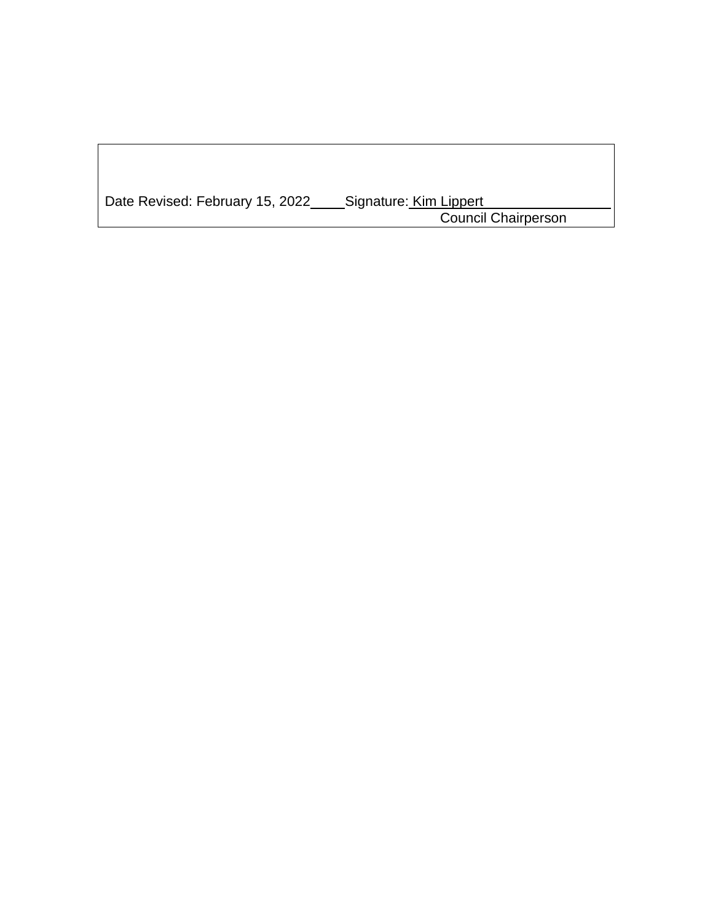Date Revised: February 15, 2022 Signature: Kim Lippert

Council Chairperson